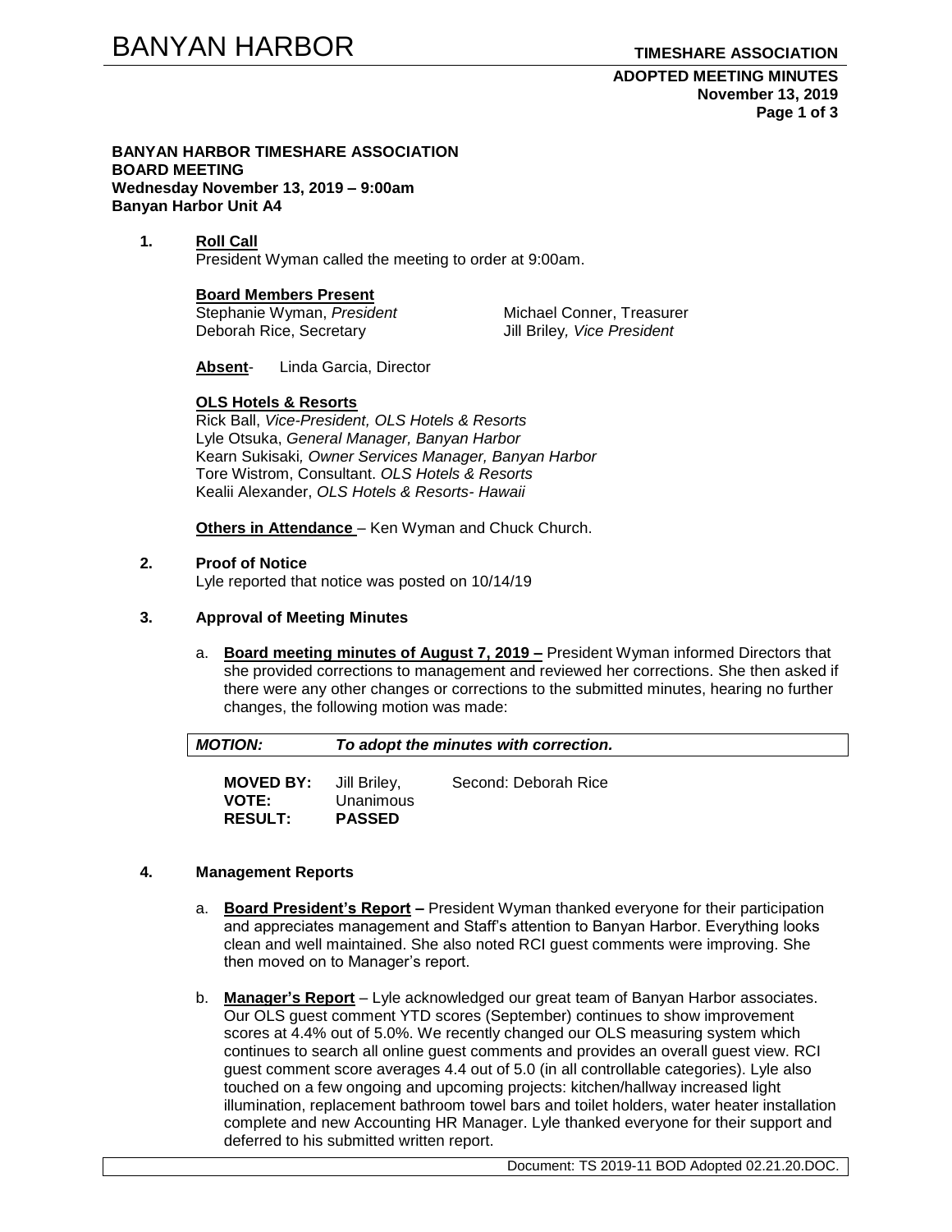**BANYAN HARBOR TIMESHARE ASSOCIATION**
**BOARD MEETING**
**Wednesday November 13, 2019 – 9:00am**
**Banyan Harbor Unit A4**

**1. Roll Call**

President Wyman called the meeting to order at 9:00am.

**Board Members Present**

Stephanie Wyman, *President*
Michael Conner, Treasurer
Deborah Rice, Secretary
Jill Briley, *Vice President*

**Absent**- Linda Garcia, Director

**OLS Hotels & Resorts**

Rick Ball, *Vice-President, OLS Hotels & Resorts*
Lyle Otsuka, *General Manager, Banyan Harbor*
Kearn Sukisaki, *Owner Services Manager, Banyan Harbor*
Tore Wistrom, Consultant. *OLS Hotels & Resorts*
Kealii Alexander, *OLS Hotels & Resorts- Hawaii*

**Others in Attendance** – Ken Wyman and Chuck Church.

**2. Proof of Notice**

Lyle reported that notice was posted on 10/14/19

**3. Approval of Meeting Minutes**

a. **Board meeting minutes of August 7, 2019 –** President Wyman informed Directors that she provided corrections to management and reviewed her corrections. She then asked if there were any other changes or corrections to the submitted minutes, hearing no further changes, the following motion was made:

| ***MOTION:*** | ***To adopt the minutes with correction.*** |
|---|---|

| | | |
|---|---|---|
| **MOVED BY:** | Jill Briley, | Second: Deborah Rice |
| **VOTE:** | Unanimous | |
| **RESULT:** | **PASSED** | |

**4. Management Reports**

a. **Board President's Report –** President Wyman thanked everyone for their participation and appreciates management and Staff's attention to Banyan Harbor. Everything looks clean and well maintained. She also noted RCI guest comments were improving. She then moved on to Manager's report.

b. **Manager's Report** – Lyle acknowledged our great team of Banyan Harbor associates. Our OLS guest comment YTD scores (September) continues to show improvement scores at 4.4% out of 5.0%. We recently changed our OLS measuring system which continues to search all online guest comments and provides an overall guest view. RCI guest comment score averages 4.4 out of 5.0 (in all controllable categories). Lyle also touched on a few ongoing and upcoming projects: kitchen/hallway increased light illumination, replacement bathroom towel bars and toilet holders, water heater installation complete and new Accounting HR Manager. Lyle thanked everyone for their support and deferred to his submitted written report.

Document: TS 2019-11 BOD Adopted 02.21.20.DOC.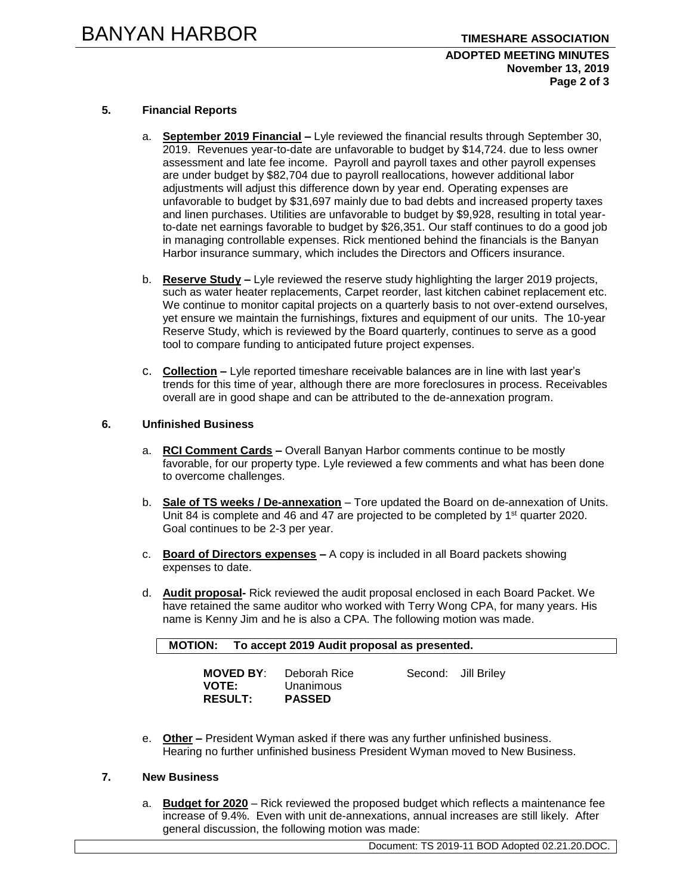## 5. Financial Reports

a. **September 2019 Financial –** Lyle reviewed the financial results through September 30, 2019. Revenues year-to-date are unfavorable to budget by $14,724. due to less owner assessment and late fee income. Payroll and payroll taxes and other payroll expenses are under budget by $82,704 due to payroll reallocations, however additional labor adjustments will adjust this difference down by year end. Operating expenses are unfavorable to budget by $31,697 mainly due to bad debts and increased property taxes and linen purchases. Utilities are unfavorable to budget by $9,928, resulting in total year-to-date net earnings favorable to budget by $26,351. Our staff continues to do a good job in managing controllable expenses. Rick mentioned behind the financials is the Banyan Harbor insurance summary, which includes the Directors and Officers insurance.

b. **Reserve Study –** Lyle reviewed the reserve study highlighting the larger 2019 projects, such as water heater replacements, Carpet reorder, last kitchen cabinet replacement etc. We continue to monitor capital projects on a quarterly basis to not over-extend ourselves, yet ensure we maintain the furnishings, fixtures and equipment of our units. The 10-year Reserve Study, which is reviewed by the Board quarterly, continues to serve as a good tool to compare funding to anticipated future project expenses.

c. **Collection –** Lyle reported timeshare receivable balances are in line with last year's trends for this time of year, although there are more foreclosures in process. Receivables overall are in good shape and can be attributed to the de-annexation program.

## 6. Unfinished Business

a. **RCI Comment Cards –** Overall Banyan Harbor comments continue to be mostly favorable, for our property type. Lyle reviewed a few comments and what has been done to overcome challenges.

b. **Sale of TS weeks / De-annexation** – Tore updated the Board on de-annexation of Units. Unit 84 is complete and 46 and 47 are projected to be completed by 1st quarter 2020. Goal continues to be 2-3 per year.

c. **Board of Directors expenses –** A copy is included in all Board packets showing expenses to date.

d. **Audit proposal-** Rick reviewed the audit proposal enclosed in each Board Packet. We have retained the same auditor who worked with Terry Wong CPA, for many years. His name is Kenny Jim and he is also a CPA. The following motion was made.

**MOTION: To accept 2019 Audit proposal as presented.**

**MOVED BY**: Deborah Rice Second: Jill Briley
**VOTE:** Unanimous
**RESULT:** **PASSED**

e. **Other –** President Wyman asked if there was any further unfinished business. Hearing no further unfinished business President Wyman moved to New Business.

## 7. New Business

a. **Budget for 2020** – Rick reviewed the proposed budget which reflects a maintenance fee increase of 9.4%. Even with unit de-annexations, annual increases are still likely. After general discussion, the following motion was made: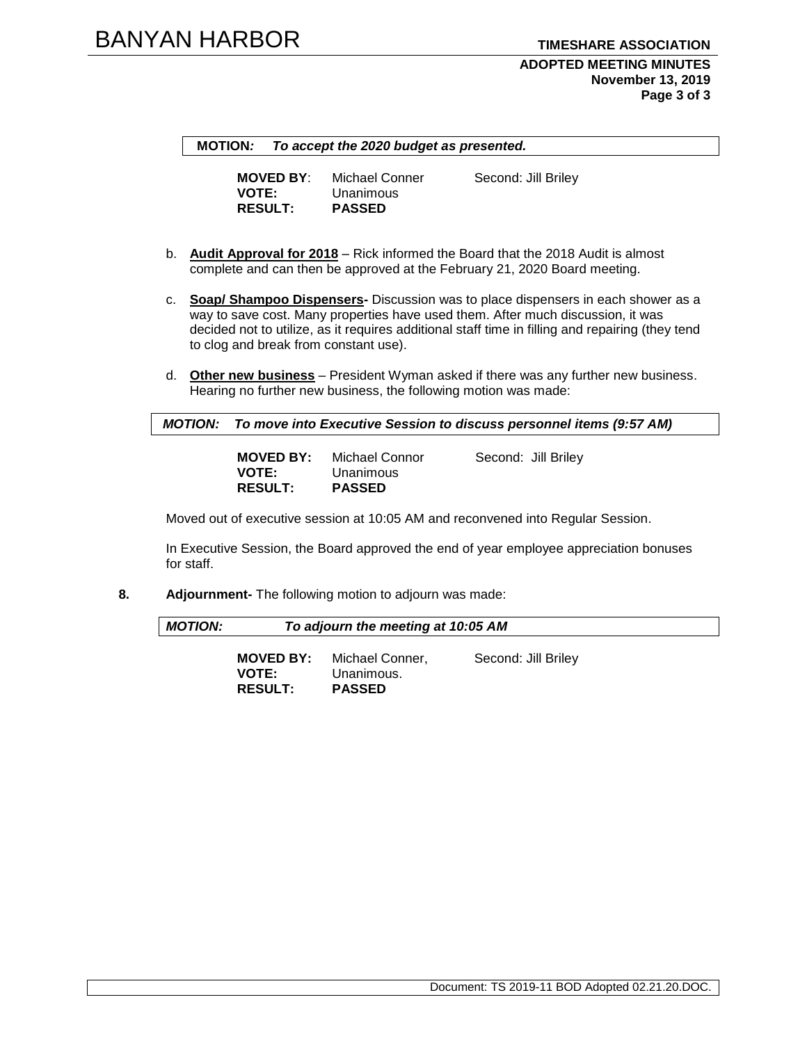**MOTION:** ***To accept the 2020 budget as presented.***

**MOVED BY**: Michael Conner Second: Jill Briley
**VOTE:** Unanimous
**RESULT:** **PASSED**

b. **Audit Approval for 2018** – Rick informed the Board that the 2018 Audit is almost complete and can then be approved at the February 21, 2020 Board meeting.

c. **Soap/ Shampoo Dispensers-** Discussion was to place dispensers in each shower as a way to save cost. Many properties have used them. After much discussion, it was decided not to utilize, as it requires additional staff time in filling and repairing (they tend to clog and break from constant use).

d. **Other new business** – President Wyman asked if there was any further new business. Hearing no further new business, the following motion was made:

***MOTION: To move into Executive Session to discuss personnel items (9:57 AM)***

**MOVED BY:** Michael Connor Second: Jill Briley
**VOTE:** Unanimous
**RESULT:** **PASSED**

Moved out of executive session at 10:05 AM and reconvened into Regular Session.

In Executive Session, the Board approved the end of year employee appreciation bonuses for staff.

**8. Adjournment-** The following motion to adjourn was made:

***MOTION: To adjourn the meeting at 10:05 AM***

**MOVED BY:** Michael Conner, Second: Jill Briley
**VOTE:** Unanimous.
**RESULT:** **PASSED**

Document: TS 2019-11 BOD Adopted 02.21.20.DOC.